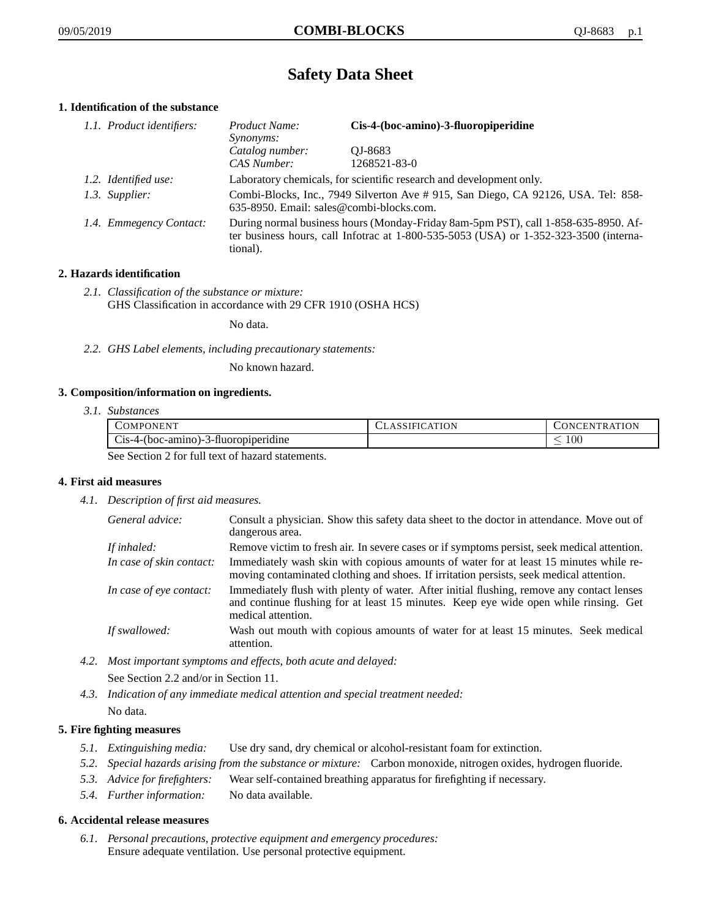# Safety Data Sheet

## 1. Identification of the substance

*1.1. Product identifiers:*

| | |
|---|---|
| *Product Name:* | **Cis-4-(boc-amino)-3-fluoropiperidine** |
| *Synonyms:* | |
| *Catalog number:* | QJ-8683 |
| *CAS Number:* | 1268521-83-0 |

*1.2. Identified use:* Laboratory chemicals, for scientific research and development only.

*1.3. Supplier:* Combi-Blocks, Inc., 7949 Silverton Ave # 915, San Diego, CA 92126, USA. Tel: 858-635-8950. Email: sales@combi-blocks.com.

*1.4. Emmegency Contact:* During normal business hours (Monday-Friday 8am-5pm PST), call 1-858-635-8950. After business hours, call Infotrac at 1-800-535-5053 (USA) or 1-352-323-3500 (international).

## 2. Hazards identification

*2.1. Classification of the substance or mixture:*
GHS Classification in accordance with 29 CFR 1910 (OSHA HCS)

No data.

*2.2. GHS Label elements, including precautionary statements:*

No known hazard.

## 3. Composition/information on ingredients.

*3.1. Substances*

| Component | Classification | Concentration |
|---|---|---|
| Cis-4-(boc-amino)-3-fluoropiperidine | | $\leq 100$ |

See Section 2 for full text of hazard statements.

## 4. First aid measures

*4.1. Description of first aid measures.*

*General advice:* Consult a physician. Show this safety data sheet to the doctor in attendance. Move out of dangerous area.

*If inhaled:* Remove victim to fresh air. In severe cases or if symptoms persist, seek medical attention.

*In case of skin contact:* Immediately wash skin with copious amounts of water for at least 15 minutes while removing contaminated clothing and shoes. If irritation persists, seek medical attention.

*In case of eye contact:* Immediately flush with plenty of water. After initial flushing, remove any contact lenses and continue flushing for at least 15 minutes. Keep eye wide open while rinsing. Get medical attention.

*If swallowed:* Wash out mouth with copious amounts of water for at least 15 minutes. Seek medical attention.

*4.2. Most important symptoms and effects, both acute and delayed:*

See Section 2.2 and/or in Section 11.

*4.3. Indication of any immediate medical attention and special treatment needed:*

No data.

## 5. Fire fighting measures

*5.1. Extinguishing media:* Use dry sand, dry chemical or alcohol-resistant foam for extinction.

*5.2. Special hazards arising from the substance or mixture:* Carbon monoxide, nitrogen oxides, hydrogen fluoride.

*5.3. Advice for firefighters:* Wear self-contained breathing apparatus for firefighting if necessary.

*5.4. Further information:* No data available.

## 6. Accidental release measures

*6.1. Personal precautions, protective equipment and emergency procedures:*
Ensure adequate ventilation. Use personal protective equipment.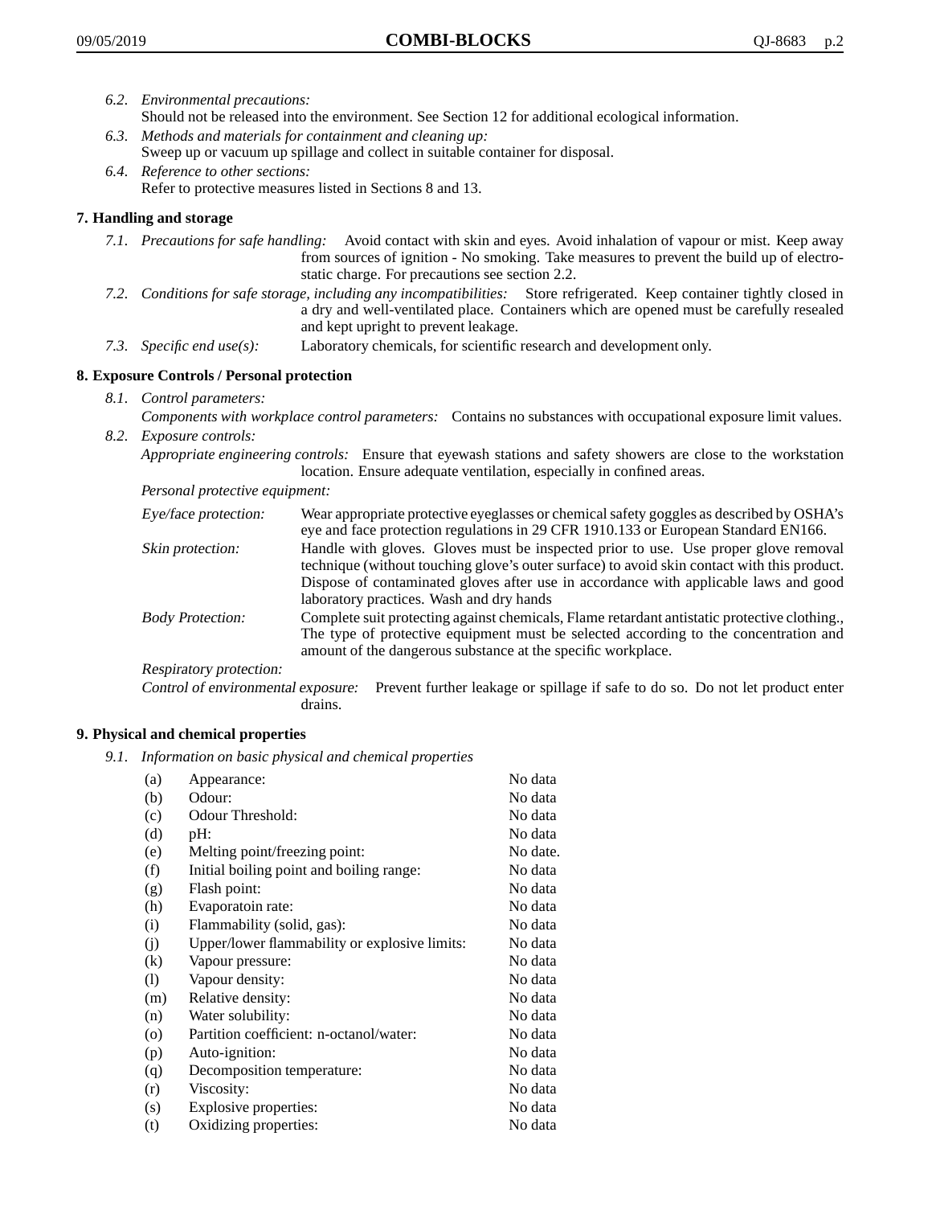6.2. *Environmental precautions:*
Should not be released into the environment. See Section 12 for additional ecological information.

6.3. *Methods and materials for containment and cleaning up:*
Sweep up or vacuum up spillage and collect in suitable container for disposal.

6.4. *Reference to other sections:*
Refer to protective measures listed in Sections 8 and 13.

## 7. Handling and storage

7.1. *Precautions for safe handling:* Avoid contact with skin and eyes. Avoid inhalation of vapour or mist. Keep away from sources of ignition - No smoking. Take measures to prevent the build up of electrostatic charge. For precautions see section 2.2.

7.2. *Conditions for safe storage, including any incompatibilities:* Store refrigerated. Keep container tightly closed in a dry and well-ventilated place. Containers which are opened must be carefully resealed and kept upright to prevent leakage.

7.3. *Specific end use(s):* Laboratory chemicals, for scientific research and development only.

## 8. Exposure Controls / Personal protection

8.1. *Control parameters:*
*Components with workplace control parameters:* Contains no substances with occupational exposure limit values.

8.2. *Exposure controls:*
*Appropriate engineering controls:* Ensure that eyewash stations and safety showers are close to the workstation location. Ensure adequate ventilation, especially in confined areas.

*Personal protective equipment:*

*Eye/face protection:* Wear appropriate protective eyeglasses or chemical safety goggles as described by OSHA's eye and face protection regulations in 29 CFR 1910.133 or European Standard EN166.

*Skin protection:* Handle with gloves. Gloves must be inspected prior to use. Use proper glove removal technique (without touching glove's outer surface) to avoid skin contact with this product. Dispose of contaminated gloves after use in accordance with applicable laws and good laboratory practices. Wash and dry hands

*Body Protection:* Complete suit protecting against chemicals, Flame retardant antistatic protective clothing., The type of protective equipment must be selected according to the concentration and amount of the dangerous substance at the specific workplace.

*Respiratory protection:*

*Control of environmental exposure:* Prevent further leakage or spillage if safe to do so. Do not let product enter drains.

## 9. Physical and chemical properties

9.1. *Information on basic physical and chemical properties*

| | | |
|---|---|---|
| (a) | Appearance: | No data |
| (b) | Odour: | No data |
| (c) | Odour Threshold: | No data |
| (d) | pH: | No data |
| (e) | Melting point/freezing point: | No date. |
| (f) | Initial boiling point and boiling range: | No data |
| (g) | Flash point: | No data |
| (h) | Evaporatoin rate: | No data |
| (i) | Flammability (solid, gas): | No data |
| (j) | Upper/lower flammability or explosive limits: | No data |
| (k) | Vapour pressure: | No data |
| (l) | Vapour density: | No data |
| (m) | Relative density: | No data |
| (n) | Water solubility: | No data |
| (o) | Partition coefficient: n-octanol/water: | No data |
| (p) | Auto-ignition: | No data |
| (q) | Decomposition temperature: | No data |
| (r) | Viscosity: | No data |
| (s) | Explosive properties: | No data |
| (t) | Oxidizing properties: | No data |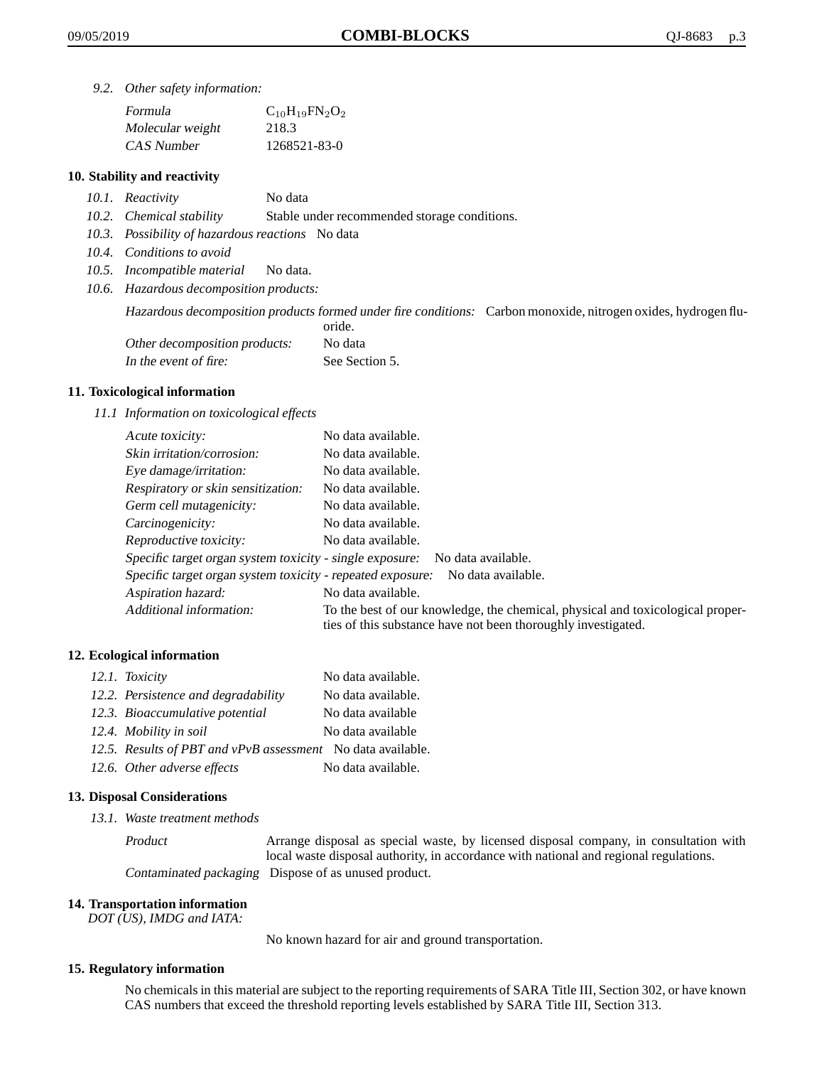*9.2. Other safety information:*

| | |
|---|---|
| *Formula* | $C_{10}H_{19}FN_2O_2$ |
| *Molecular weight* | 218.3 |
| *CAS Number* | 1268521-83-0 |

## 10. Stability and reactivity

*10.1. Reactivity* No data

*10.2. Chemical stability* Stable under recommended storage conditions.

*10.3. Possibility of hazardous reactions* No data

*10.4. Conditions to avoid*

*10.5. Incompatible material* No data.

*10.6. Hazardous decomposition products:*

*Hazardous decomposition products formed under fire conditions:* Carbon monoxide, nitrogen oxides, hydrogen fluoride.

*Other decomposition products:* No data

*In the event of fire:* See Section 5.

## 11. Toxicological information

*11.1 Information on toxicological effects*

| | |
|---|---|
| *Acute toxicity:* | No data available. |
| *Skin irritation/corrosion:* | No data available. |
| *Eye damage/irritation:* | No data available. |
| *Respiratory or skin sensitization:* | No data available. |
| *Germ cell mutagenicity:* | No data available. |
| *Carcinogenicity:* | No data available. |
| *Reproductive toxicity:* | No data available. |
| *Specific target organ system toxicity - single exposure:* | No data available. |
| *Specific target organ system toxicity - repeated exposure:* | No data available. |
| *Aspiration hazard:* | No data available. |
| *Additional information:* | To the best of our knowledge, the chemical, physical and toxicological properties of this substance have not been thoroughly investigated. |

## 12. Ecological information

| | |
|---|---|
| *12.1. Toxicity* | No data available. |
| *12.2. Persistence and degradability* | No data available. |
| *12.3. Bioaccumulative potential* | No data available |
| *12.4. Mobility in soil* | No data available |
| *12.5. Results of PBT and vPvB assessment* | No data available. |
| *12.6. Other adverse effects* | No data available. |

## 13. Disposal Considerations

*13.1. Waste treatment methods*

*Product* Arrange disposal as special waste, by licensed disposal company, in consultation with local waste disposal authority, in accordance with national and regional regulations.

*Contaminated packaging* Dispose of as unused product.

## 14. Transportation information

*DOT (US), IMDG and IATA:*

No known hazard for air and ground transportation.

## 15. Regulatory information

No chemicals in this material are subject to the reporting requirements of SARA Title III, Section 302, or have known CAS numbers that exceed the threshold reporting levels established by SARA Title III, Section 313.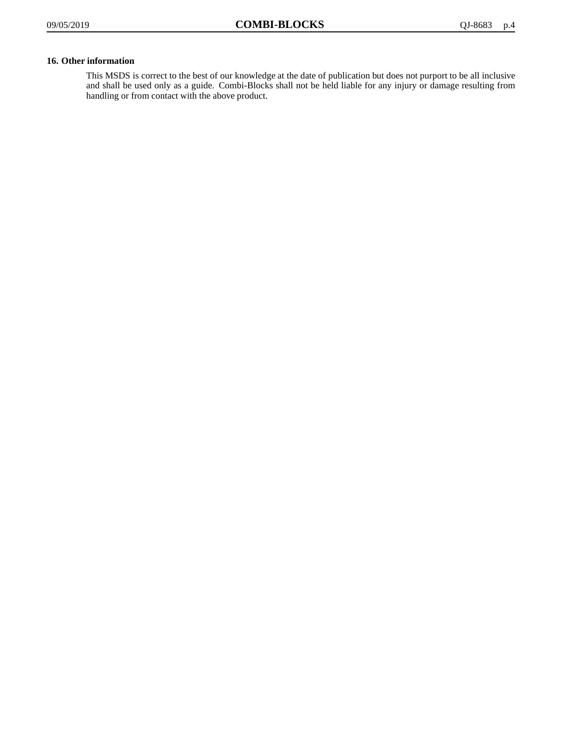## 16. Other information

This MSDS is correct to the best of our knowledge at the date of publication but does not purport to be all inclusive and shall be used only as a guide. Combi-Blocks shall not be held liable for any injury or damage resulting from handling or from contact with the above product.